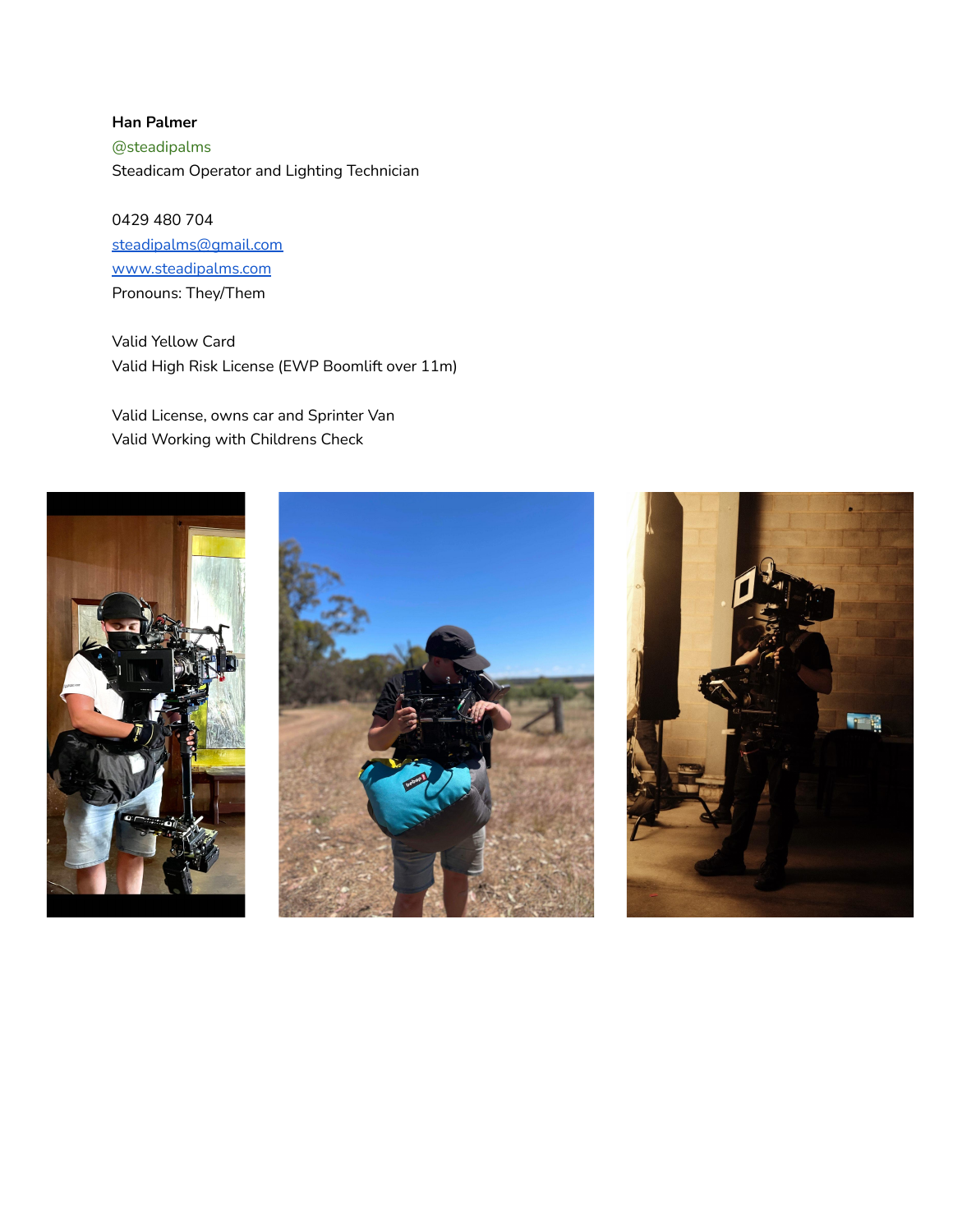**Han Palmer**
@steadipalms
Steadicam Operator and Lighting Technician

0429 480 704
[steadipalms@gmail.com](mailto:steadipalms@gmail.com)
[www.steadipalms.com](http://www.steadipalms.com)
Pronouns: They/Them

Valid Yellow Card
Valid High Risk License (EWP Boomlift over 11m)

Valid License, owns car and Sprinter Van
Valid Working with Childrens Check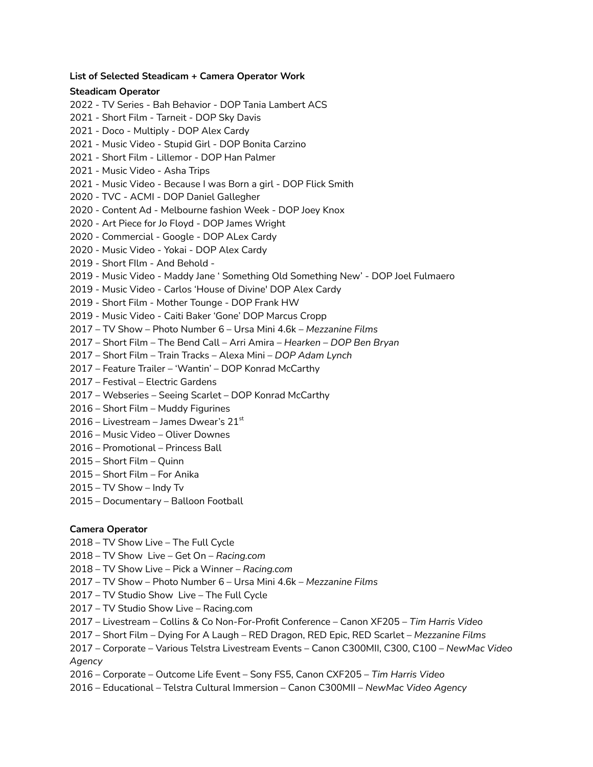**List of Selected Steadicam + Camera Operator Work**

**Steadicam Operator**

2022 - TV Series - Bah Behavior - DOP Tania Lambert ACS
2021 - Short Film - Tarneit - DOP Sky Davis
2021 - Doco - Multiply - DOP Alex Cardy
2021 - Music Video - Stupid Girl - DOP Bonita Carzino
2021 - Short Film - Lillemor - DOP Han Palmer
2021 - Music Video - Asha Trips
2021 - Music Video - Because I was Born a girl - DOP Flick Smith
2020 - TVC - ACMI - DOP Daniel Gallegher
2020 - Content Ad - Melbourne fashion Week - DOP Joey Knox
2020 - Art Piece for Jo Floyd - DOP James Wright
2020 - Commercial - Google - DOP ALex Cardy
2020 - Music Video - Yokai - DOP Alex Cardy
2019 - Short FIlm - And Behold -
2019 - Music Video - Maddy Jane ' Something Old Something New' - DOP Joel Fulmaero
2019 - Music Video - Carlos 'House of Divine' DOP Alex Cardy
2019 - Short Film - Mother Tounge - DOP Frank HW
2019 - Music Video - Caiti Baker 'Gone' DOP Marcus Cropp
2017 – TV Show – Photo Number 6 – Ursa Mini 4.6k – *Mezzanine Films*
2017 – Short Film – The Bend Call – Arri Amira – *Hearken – DOP Ben Bryan*
2017 – Short Film – Train Tracks – Alexa Mini – *DOP Adam Lynch*
2017 – Feature Trailer – 'Wantin' – DOP Konrad McCarthy
2017 – Festival – Electric Gardens
2017 – Webseries – Seeing Scarlet – DOP Konrad McCarthy
2016 – Short Film – Muddy Figurines
2016 – Livestream – James Dwear's 21st
2016 – Music Video – Oliver Downes
2016 – Promotional – Princess Ball
2015 – Short Film – Quinn
2015 – Short Film – For Anika
2015 – TV Show – Indy Tv
2015 – Documentary – Balloon Football

**Camera Operator**

2018 – TV Show Live – The Full Cycle
2018 – TV Show Live – Get On – *Racing.com*
2018 – TV Show Live – Pick a Winner – *Racing.com*
2017 – TV Show – Photo Number 6 – Ursa Mini 4.6k – *Mezzanine Films*
2017 – TV Studio Show Live – The Full Cycle
2017 – TV Studio Show Live – Racing.com
2017 – Livestream – Collins & Co Non-For-Profit Conference – Canon XF205 – *Tim Harris Video*
2017 – Short Film – Dying For A Laugh – RED Dragon, RED Epic, RED Scarlet – *Mezzanine Films*
2017 – Corporate – Various Telstra Livestream Events – Canon C300MII, C300, C100 – *NewMac Video Agency*
2016 – Corporate – Outcome Life Event – Sony FS5, Canon CXF205 – *Tim Harris Video*
2016 – Educational – Telstra Cultural Immersion – Canon C300MII – *NewMac Video Agency*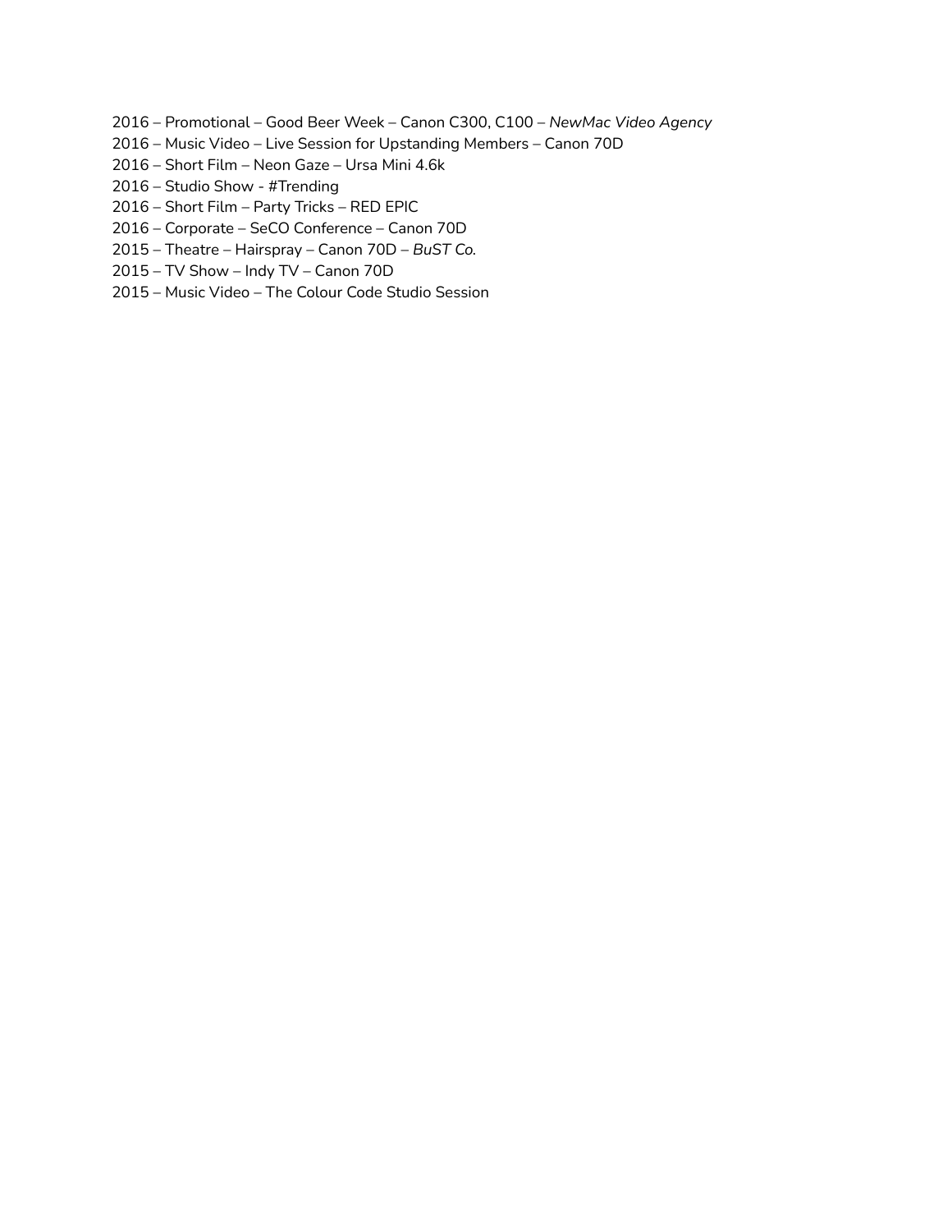2016 – Promotional – Good Beer Week – Canon C300, C100 – *NewMac Video Agency*
2016 – Music Video – Live Session for Upstanding Members – Canon 70D
2016 – Short Film – Neon Gaze – Ursa Mini 4.6k
2016 – Studio Show - #Trending
2016 – Short Film – Party Tricks – RED EPIC
2016 – Corporate – SeCO Conference – Canon 70D
2015 – Theatre – Hairspray – Canon 70D – *BuST Co.*
2015 – TV Show – Indy TV – Canon 70D
2015 – Music Video – The Colour Code Studio Session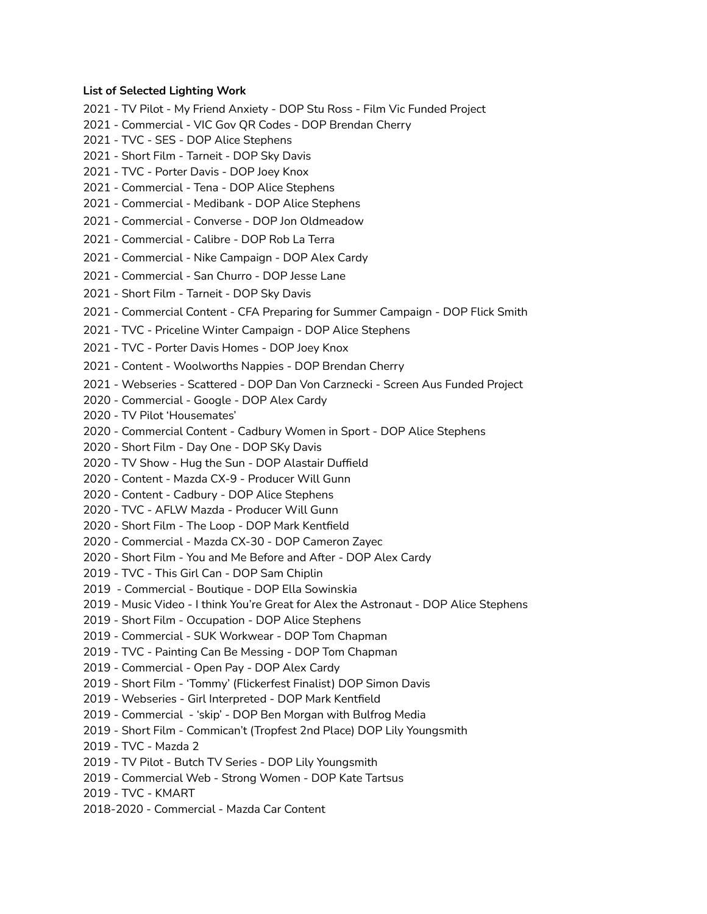**List of Selected Lighting Work**

2021 - TV Pilot - My Friend Anxiety - DOP Stu Ross - Film Vic Funded Project
2021 - Commercial - VIC Gov QR Codes - DOP Brendan Cherry
2021 - TVC - SES - DOP Alice Stephens
2021 - Short Film - Tarneit - DOP Sky Davis
2021 - TVC - Porter Davis - DOP Joey Knox
2021 - Commercial - Tena - DOP Alice Stephens
2021 - Commercial - Medibank - DOP Alice Stephens
2021 - Commercial - Converse - DOP Jon Oldmeadow
2021 - Commercial - Calibre - DOP Rob La Terra
2021 - Commercial - Nike Campaign - DOP Alex Cardy
2021 - Commercial - San Churro - DOP Jesse Lane
2021 - Short Film - Tarneit - DOP Sky Davis
2021 - Commercial Content - CFA Preparing for Summer Campaign - DOP Flick Smith
2021 - TVC - Priceline Winter Campaign - DOP Alice Stephens
2021 - TVC - Porter Davis Homes - DOP Joey Knox
2021 - Content - Woolworths Nappies - DOP Brendan Cherry
2021 - Webseries - Scattered - DOP Dan Von Carznecki - Screen Aus Funded Project
2020 - Commercial - Google - DOP Alex Cardy
2020 - TV Pilot 'Housemates'
2020 - Commercial Content - Cadbury Women in Sport - DOP Alice Stephens
2020 - Short Film - Day One - DOP SKy Davis
2020 - TV Show - Hug the Sun - DOP Alastair Duffield
2020 - Content - Mazda CX-9 - Producer Will Gunn
2020 - Content - Cadbury - DOP Alice Stephens
2020 - TVC - AFLW Mazda - Producer Will Gunn
2020 - Short Film - The Loop - DOP Mark Kentfield
2020 - Commercial - Mazda CX-30 - DOP Cameron Zayec
2020 - Short Film - You and Me Before and After - DOP Alex Cardy
2019 - TVC - This Girl Can - DOP Sam Chiplin
2019 - Commercial - Boutique - DOP Ella Sowinskia
2019 - Music Video - I think You're Great for Alex the Astronaut - DOP Alice Stephens
2019 - Short Film - Occupation - DOP Alice Stephens
2019 - Commercial - SUK Workwear - DOP Tom Chapman
2019 - TVC - Painting Can Be Messing - DOP Tom Chapman
2019 - Commercial - Open Pay - DOP Alex Cardy
2019 - Short Film - 'Tommy' (Flickerfest Finalist) DOP Simon Davis
2019 - Webseries - Girl Interpreted - DOP Mark Kentfield
2019 - Commercial - 'skip' - DOP Ben Morgan with Bulfrog Media
2019 - Short Film - Commican't (Tropfest 2nd Place) DOP Lily Youngsmith
2019 - TVC - Mazda 2
2019 - TV Pilot - Butch TV Series - DOP Lily Youngsmith
2019 - Commercial Web - Strong Women - DOP Kate Tartsus
2019 - TVC - KMART
2018-2020 - Commercial - Mazda Car Content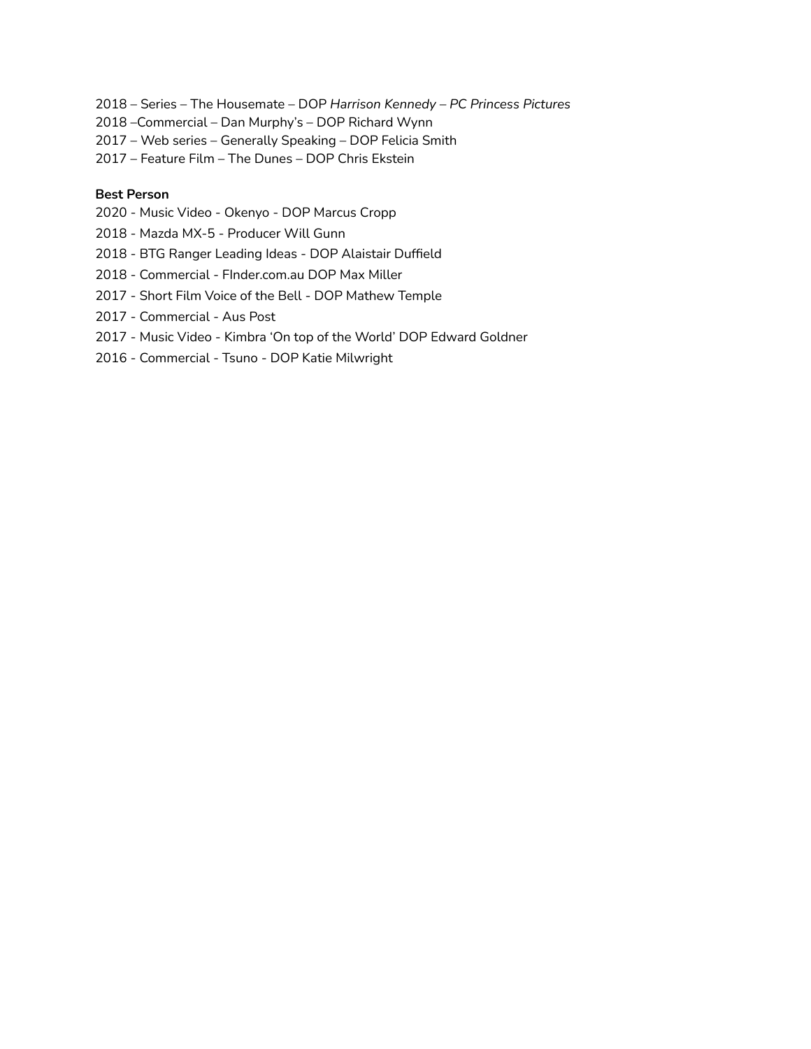2018 – Series – The Housemate – DOP *Harrison Kennedy – PC Princess Pictures*
2018 –Commercial – Dan Murphy's – DOP Richard Wynn
2017 – Web series – Generally Speaking – DOP Felicia Smith
2017 – Feature Film – The Dunes – DOP Chris Ekstein

**Best Person**
2020 - Music Video - Okenyo - DOP Marcus Cropp
2018 - Mazda MX-5 - Producer Will Gunn
2018 - BTG Ranger Leading Ideas - DOP Alaistair Duffield
2018 - Commercial - FInder.com.au DOP Max Miller
2017 - Short Film Voice of the Bell - DOP Mathew Temple
2017 - Commercial - Aus Post
2017 - Music Video - Kimbra 'On top of the World' DOP Edward Goldner
2016 - Commercial - Tsuno - DOP Katie Milwright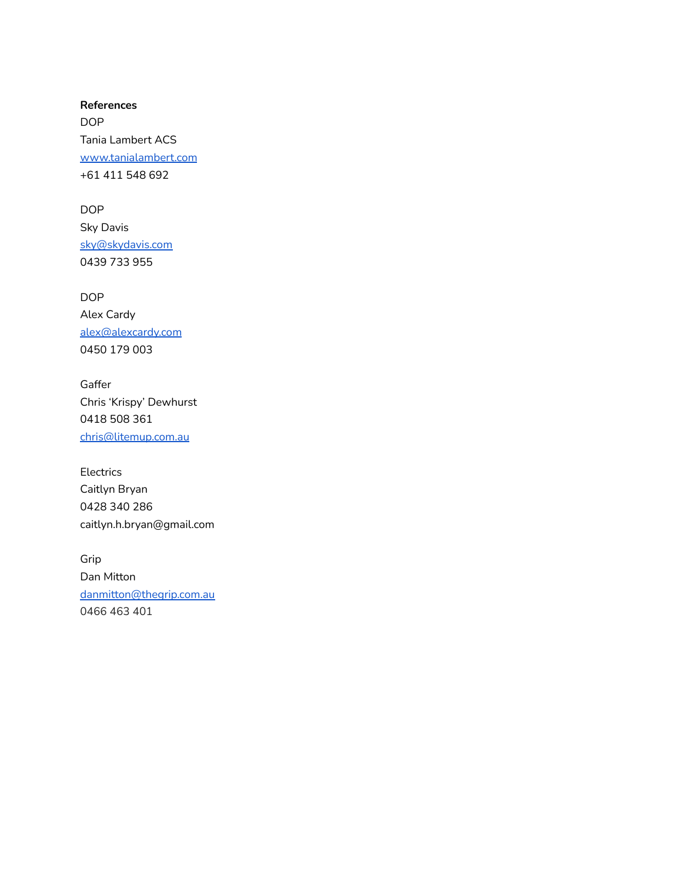**References**

DOP  
Tania Lambert ACS  
www.tanialambert.com  
+61 411 548 692

DOP  
Sky Davis  
sky@skydavis.com  
0439 733 955

DOP  
Alex Cardy  
alex@alexcardy.com  
0450 179 003

Gaffer  
Chris 'Krispy' Dewhurst  
0418 508 361  
chris@litemup.com.au

Electrics  
Caitlyn Bryan  
0428 340 286  
caitlyn.h.bryan@gmail.com

Grip  
Dan Mitton  
danmitton@thegrip.com.au  
0466 463 401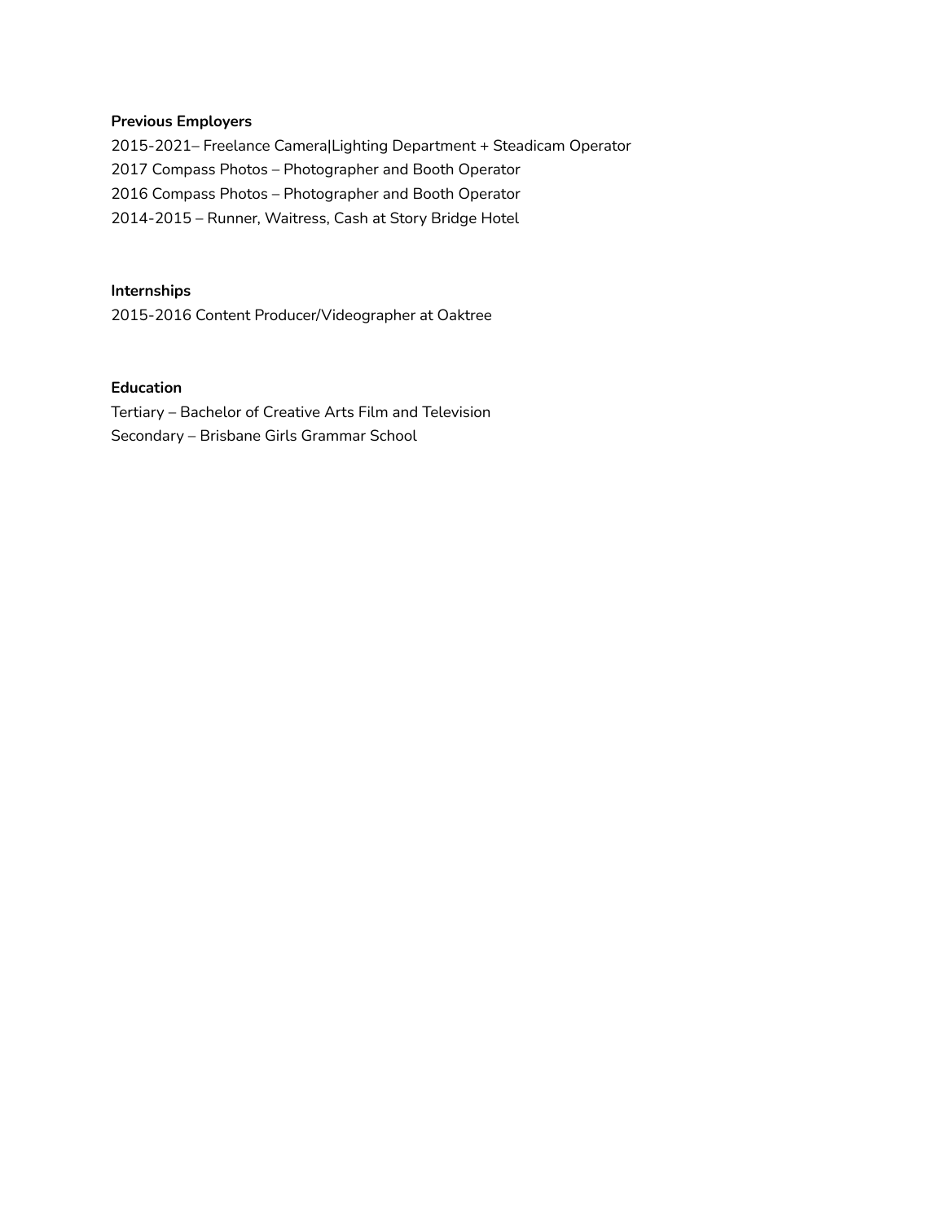**Previous Employers**

2015-2021– Freelance Camera|Lighting Department + Steadicam Operator
2017 Compass Photos – Photographer and Booth Operator
2016 Compass Photos – Photographer and Booth Operator
2014-2015 – Runner, Waitress, Cash at Story Bridge Hotel

**Internships**

2015-2016 Content Producer/Videographer at Oaktree

**Education**

Tertiary – Bachelor of Creative Arts Film and Television
Secondary – Brisbane Girls Grammar School